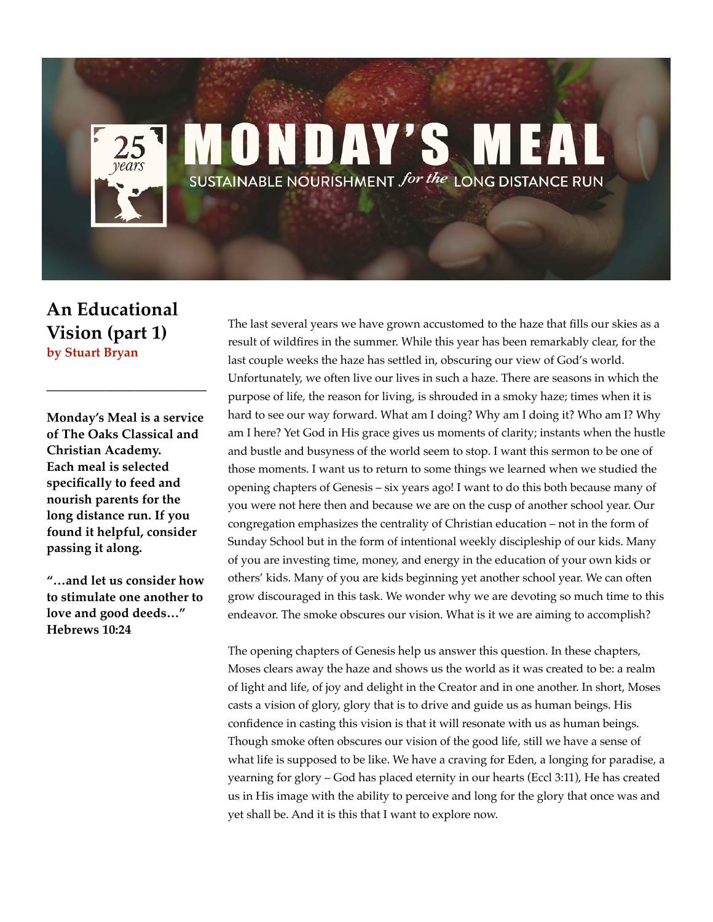# MONDAY'S MEAL

SUSTAINABLE NOURISHMENT *for the* LONG DISTANCE RUN

25 *years*

## An Educational Vision (part 1)

**by Stuart Bryan**

---

**Monday's Meal is a service of The Oaks Classical and Christian Academy. Each meal is selected specifically to feed and nourish parents for the long distance run. If you found it helpful, consider passing it along.**

**"…and let us consider how to stimulate one another to love and good deeds…" Hebrews 10:24**

The last several years we have grown accustomed to the haze that fills our skies as a result of wildfires in the summer. While this year has been remarkably clear, for the last couple weeks the haze has settled in, obscuring our view of God's world. Unfortunately, we often live our lives in such a haze. There are seasons in which the purpose of life, the reason for living, is shrouded in a smoky haze; times when it is hard to see our way forward. What am I doing? Why am I doing it? Who am I? Why am I here? Yet God in His grace gives us moments of clarity; instants when the hustle and bustle and busyness of the world seem to stop. I want this sermon to be one of those moments. I want us to return to some things we learned when we studied the opening chapters of Genesis – six years ago! I want to do this both because many of you were not here then and because we are on the cusp of another school year. Our congregation emphasizes the centrality of Christian education – not in the form of Sunday School but in the form of intentional weekly discipleship of our kids. Many of you are investing time, money, and energy in the education of your own kids or others' kids. Many of you are kids beginning yet another school year. We can often grow discouraged in this task. We wonder why we are devoting so much time to this endeavor. The smoke obscures our vision. What is it we are aiming to accomplish?

The opening chapters of Genesis help us answer this question. In these chapters, Moses clears away the haze and shows us the world as it was created to be: a realm of light and life, of joy and delight in the Creator and in one another. In short, Moses casts a vision of glory, glory that is to drive and guide us as human beings. His confidence in casting this vision is that it will resonate with us as human beings. Though smoke often obscures our vision of the good life, still we have a sense of what life is supposed to be like. We have a craving for Eden, a longing for paradise, a yearning for glory – God has placed eternity in our hearts (Eccl 3:11), He has created us in His image with the ability to perceive and long for the glory that once was and yet shall be. And it is this that I want to explore now.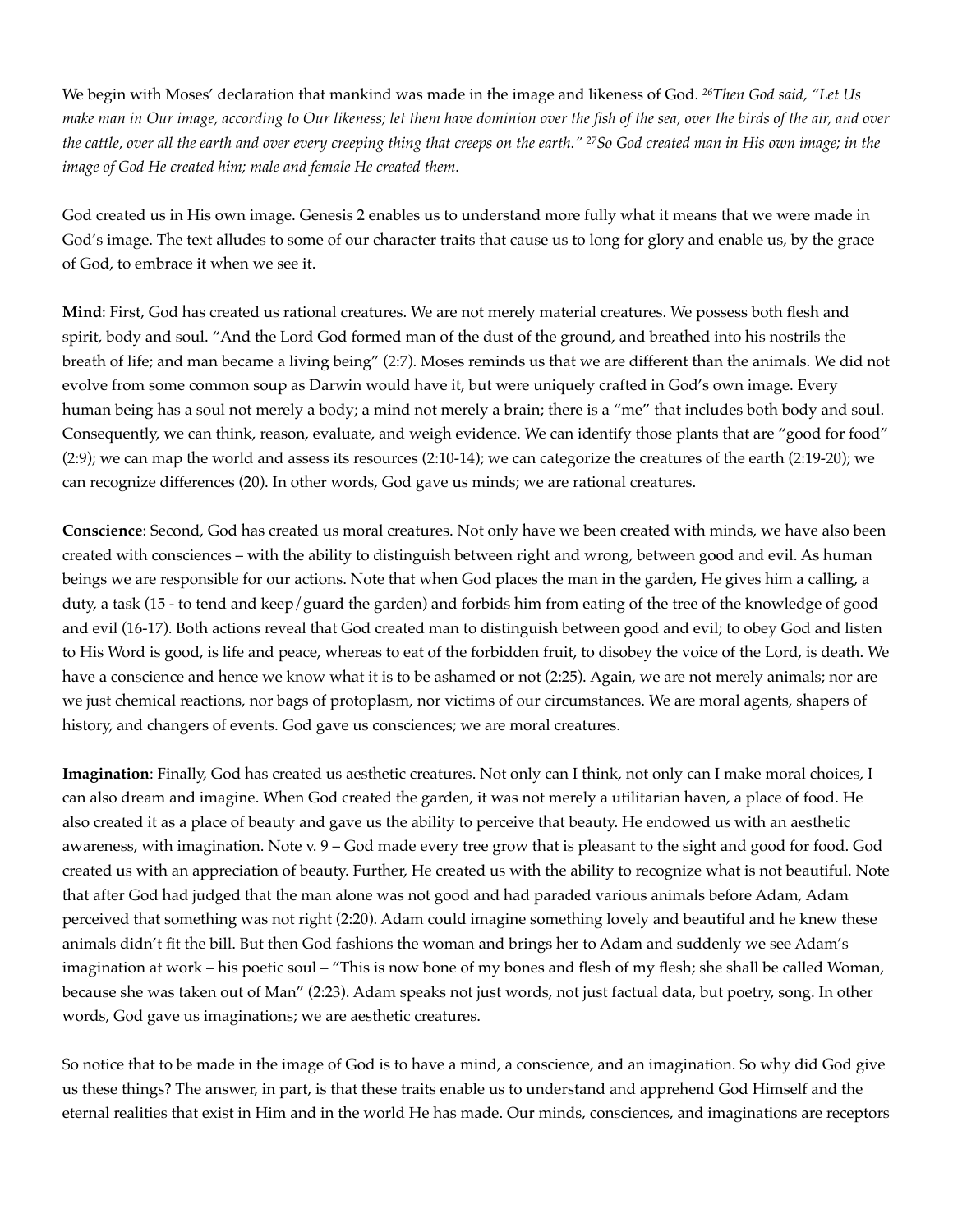We begin with Moses' declaration that mankind was made in the image and likeness of God. *[26]Then God said, "Let Us make man in Our image, according to Our likeness; let them have dominion over the fish of the sea, over the birds of the air, and over the cattle, over all the earth and over every creeping thing that creeps on the earth." [27]So God created man in His own image; in the image of God He created him; male and female He created them.*

God created us in His own image. Genesis 2 enables us to understand more fully what it means that we were made in God's image. The text alludes to some of our character traits that cause us to long for glory and enable us, by the grace of God, to embrace it when we see it.

**Mind**: First, God has created us rational creatures. We are not merely material creatures. We possess both flesh and spirit, body and soul. "And the Lord God formed man of the dust of the ground, and breathed into his nostrils the breath of life; and man became a living being" (2:7). Moses reminds us that we are different than the animals. We did not evolve from some common soup as Darwin would have it, but were uniquely crafted in God's own image. Every human being has a soul not merely a body; a mind not merely a brain; there is a "me" that includes both body and soul. Consequently, we can think, reason, evaluate, and weigh evidence. We can identify those plants that are "good for food" (2:9); we can map the world and assess its resources (2:10-14); we can categorize the creatures of the earth (2:19-20); we can recognize differences (20). In other words, God gave us minds; we are rational creatures.

**Conscience**: Second, God has created us moral creatures. Not only have we been created with minds, we have also been created with consciences – with the ability to distinguish between right and wrong, between good and evil. As human beings we are responsible for our actions. Note that when God places the man in the garden, He gives him a calling, a duty, a task (15 - to tend and keep/guard the garden) and forbids him from eating of the tree of the knowledge of good and evil (16-17). Both actions reveal that God created man to distinguish between good and evil; to obey God and listen to His Word is good, is life and peace, whereas to eat of the forbidden fruit, to disobey the voice of the Lord, is death. We have a conscience and hence we know what it is to be ashamed or not (2:25). Again, we are not merely animals; nor are we just chemical reactions, nor bags of protoplasm, nor victims of our circumstances. We are moral agents, shapers of history, and changers of events. God gave us consciences; we are moral creatures.

**Imagination**: Finally, God has created us aesthetic creatures. Not only can I think, not only can I make moral choices, I can also dream and imagine. When God created the garden, it was not merely a utilitarian haven, a place of food. He also created it as a place of beauty and gave us the ability to perceive that beauty. He endowed us with an aesthetic awareness, with imagination. Note v. 9 – God made every tree grow <u>that is pleasant to the sight</u> and good for food. God created us with an appreciation of beauty. Further, He created us with the ability to recognize what is not beautiful. Note that after God had judged that the man alone was not good and had paraded various animals before Adam, Adam perceived that something was not right (2:20). Adam could imagine something lovely and beautiful and he knew these animals didn't fit the bill. But then God fashions the woman and brings her to Adam and suddenly we see Adam's imagination at work – his poetic soul – "This is now bone of my bones and flesh of my flesh; she shall be called Woman, because she was taken out of Man" (2:23). Adam speaks not just words, not just factual data, but poetry, song. In other words, God gave us imaginations; we are aesthetic creatures.

So notice that to be made in the image of God is to have a mind, a conscience, and an imagination. So why did God give us these things? The answer, in part, is that these traits enable us to understand and apprehend God Himself and the eternal realities that exist in Him and in the world He has made. Our minds, consciences, and imaginations are receptors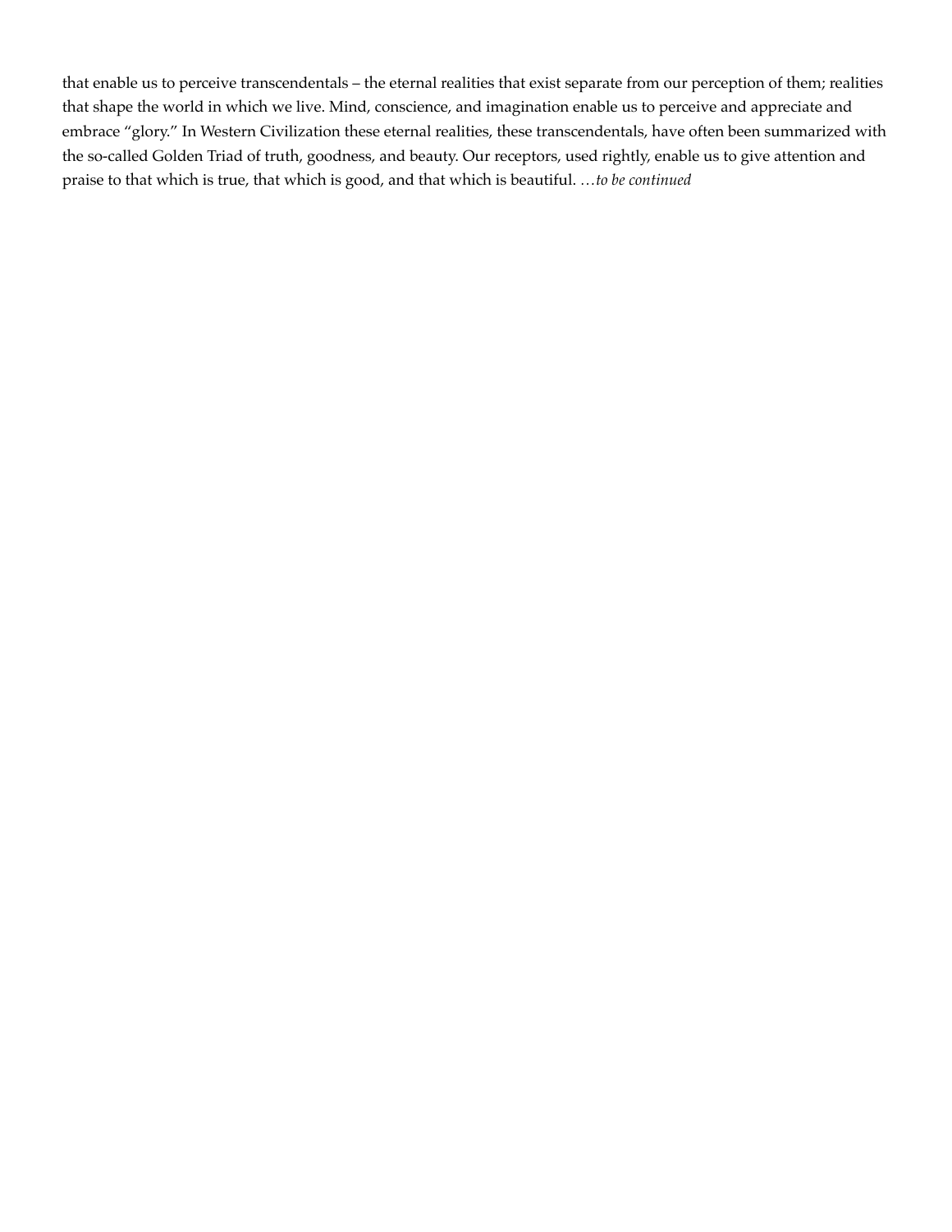that enable us to perceive transcendentals – the eternal realities that exist separate from our perception of them; realities that shape the world in which we live. Mind, conscience, and imagination enable us to perceive and appreciate and embrace "glory." In Western Civilization these eternal realities, these transcendentals, have often been summarized with the so-called Golden Triad of truth, goodness, and beauty. Our receptors, used rightly, enable us to give attention and praise to that which is true, that which is good, and that which is beautiful. *…to be continued*